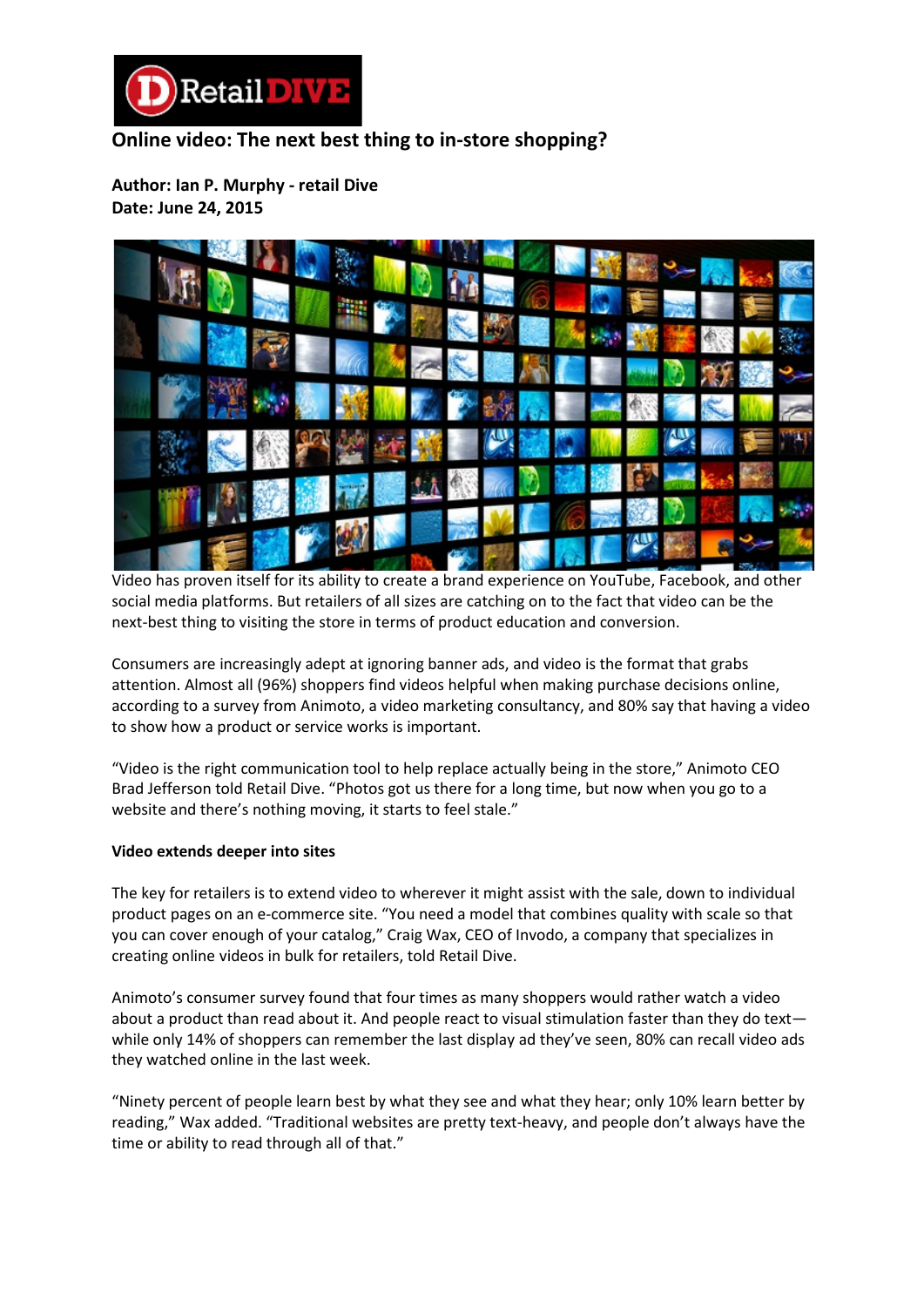# Online video: The next best thing to in-store shopping?

**Author: Ian P. Murphy - retail Dive**
**Date: June 24, 2015**

Video has proven itself for its ability to create a brand experience on YouTube, Facebook, and other social media platforms. But retailers of all sizes are catching on to the fact that video can be the next-best thing to visiting the store in terms of product education and conversion.

Consumers are increasingly adept at ignoring banner ads, and video is the format that grabs attention. Almost all (96%) shoppers find videos helpful when making purchase decisions online, according to a survey from Animoto, a video marketing consultancy, and 80% say that having a video to show how a product or service works is important.

"Video is the right communication tool to help replace actually being in the store," Animoto CEO Brad Jefferson told Retail Dive. "Photos got us there for a long time, but now when you go to a website and there's nothing moving, it starts to feel stale."

**Video extends deeper into sites**

The key for retailers is to extend video to wherever it might assist with the sale, down to individual product pages on an e-commerce site. "You need a model that combines quality with scale so that you can cover enough of your catalog," Craig Wax, CEO of Invodo, a company that specializes in creating online videos in bulk for retailers, told Retail Dive.

Animoto's consumer survey found that four times as many shoppers would rather watch a video about a product than read about it. And people react to visual stimulation faster than they do text—while only 14% of shoppers can remember the last display ad they've seen, 80% can recall video ads they watched online in the last week.

"Ninety percent of people learn best by what they see and what they hear; only 10% learn better by reading," Wax added. "Traditional websites are pretty text-heavy, and people don't always have the time or ability to read through all of that."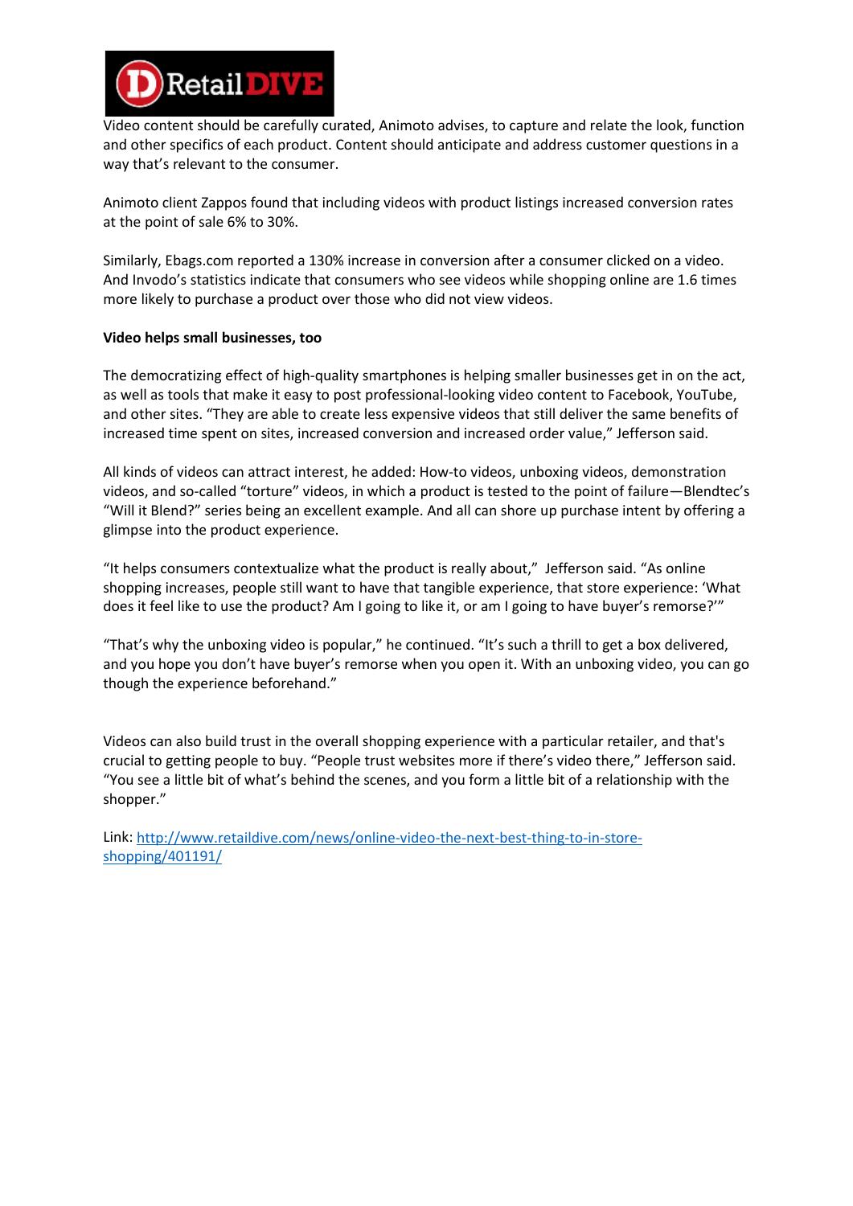Video content should be carefully curated, Animoto advises, to capture and relate the look, function and other specifics of each product. Content should anticipate and address customer questions in a way that's relevant to the consumer.

Animoto client Zappos found that including videos with product listings increased conversion rates at the point of sale 6% to 30%.

Similarly, Ebags.com reported a 130% increase in conversion after a consumer clicked on a video. And Invodo's statistics indicate that consumers who see videos while shopping online are 1.6 times more likely to purchase a product over those who did not view videos.

**Video helps small businesses, too**

The democratizing effect of high-quality smartphones is helping smaller businesses get in on the act, as well as tools that make it easy to post professional-looking video content to Facebook, YouTube, and other sites. "They are able to create less expensive videos that still deliver the same benefits of increased time spent on sites, increased conversion and increased order value," Jefferson said.

All kinds of videos can attract interest, he added: How-to videos, unboxing videos, demonstration videos, and so-called "torture" videos, in which a product is tested to the point of failure—Blendtec's "Will it Blend?" series being an excellent example. And all can shore up purchase intent by offering a glimpse into the product experience.

"It helps consumers contextualize what the product is really about," Jefferson said. "As online shopping increases, people still want to have that tangible experience, that store experience: 'What does it feel like to use the product? Am I going to like it, or am I going to have buyer's remorse?'"

"That's why the unboxing video is popular," he continued. "It's such a thrill to get a box delivered, and you hope you don't have buyer's remorse when you open it. With an unboxing video, you can go though the experience beforehand."

Videos can also build trust in the overall shopping experience with a particular retailer, and that's crucial to getting people to buy. "People trust websites more if there's video there," Jefferson said. "You see a little bit of what's behind the scenes, and you form a little bit of a relationship with the shopper."

Link: [http://www.retaildive.com/news/online-video-the-next-best-thing-to-in-store-shopping/401191/](http://www.retaildive.com/news/online-video-the-next-best-thing-to-in-store-shopping/401191/)